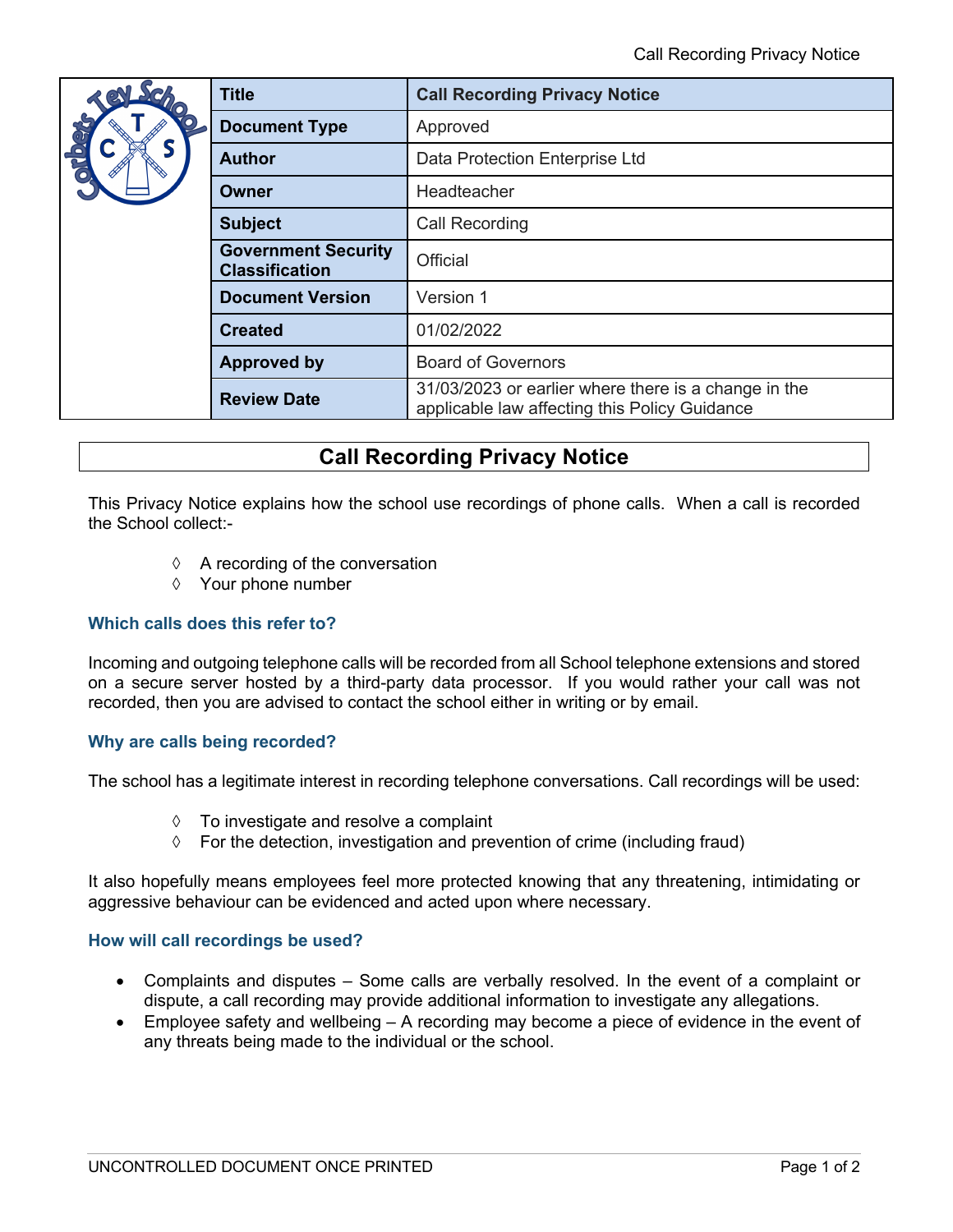| Title | Call Recording Privacy Notice |
| --- | --- |
| Document Type | Approved |
| Author | Data Protection Enterprise Ltd |
| Owner | Headteacher |
| Subject | Call Recording |
| Government Security Classification | Official |
| Document Version | Version 1 |
| Created | 01/02/2022 |
| Approved by | Board of Governors |
| Review Date | 31/03/2023 or earlier where there is a change in the applicable law affecting this Policy Guidance |

# Call Recording Privacy Notice

This Privacy Notice explains how the school use recordings of phone calls. When a call is recorded the School collect:-

- A recording of the conversation
- Your phone number

### Which calls does this refer to?

Incoming and outgoing telephone calls will be recorded from all School telephone extensions and stored on a secure server hosted by a third-party data processor. If you would rather your call was not recorded, then you are advised to contact the school either in writing or by email.

### Why are calls being recorded?

The school has a legitimate interest in recording telephone conversations. Call recordings will be used:

- To investigate and resolve a complaint
- For the detection, investigation and prevention of crime (including fraud)

It also hopefully means employees feel more protected knowing that any threatening, intimidating or aggressive behaviour can be evidenced and acted upon where necessary.

### How will call recordings be used?

- Complaints and disputes – Some calls are verbally resolved. In the event of a complaint or dispute, a call recording may provide additional information to investigate any allegations.
- Employee safety and wellbeing – A recording may become a piece of evidence in the event of any threats being made to the individual or the school.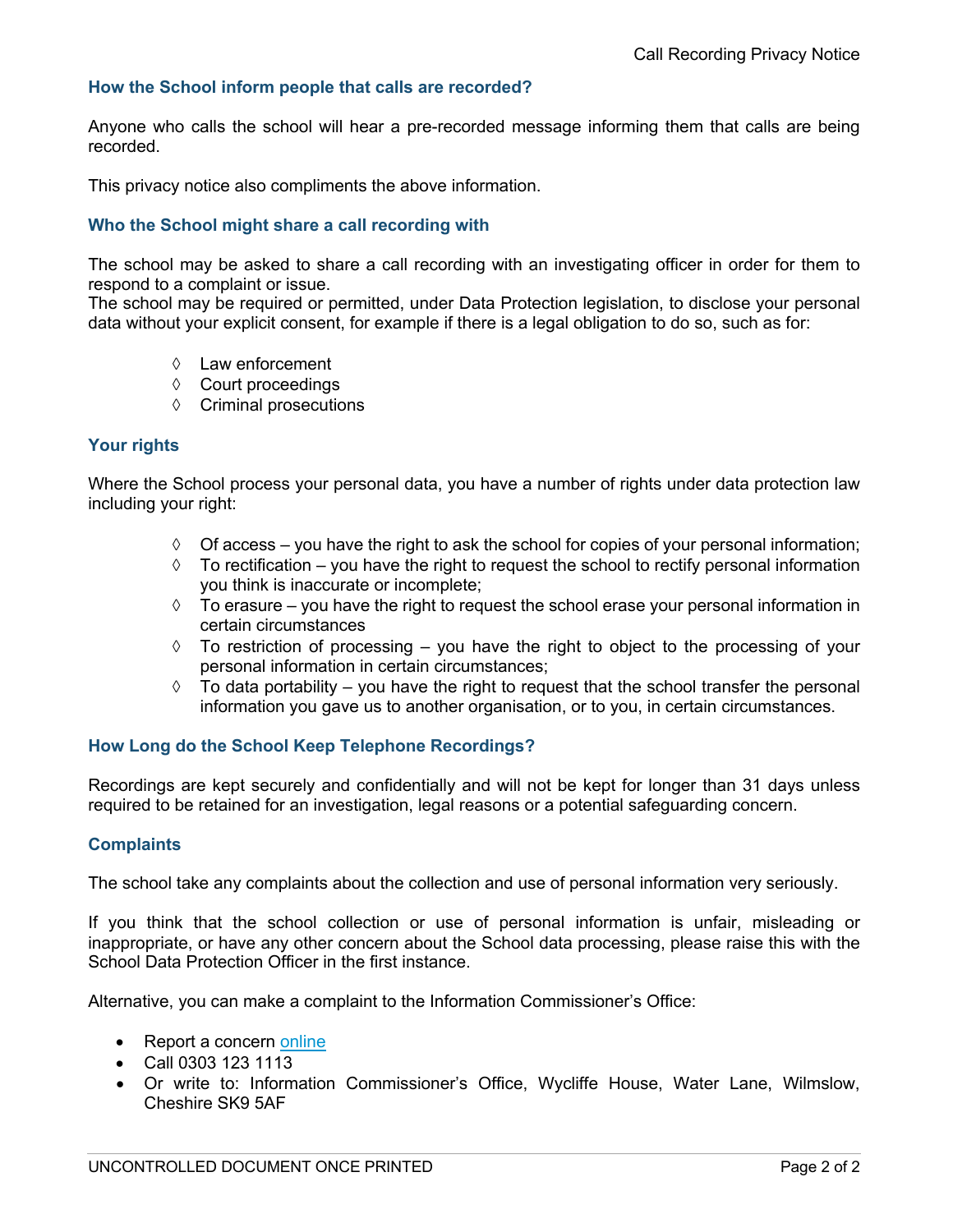## How the School inform people that calls are recorded?

Anyone who calls the school will hear a pre-recorded message informing them that calls are being recorded.

This privacy notice also compliments the above information.

## Who the School might share a call recording with

The school may be asked to share a call recording with an investigating officer in order for them to respond to a complaint or issue.
The school may be required or permitted, under Data Protection legislation, to disclose your personal data without your explicit consent, for example if there is a legal obligation to do so, such as for:

- Law enforcement
- Court proceedings
- Criminal prosecutions

## Your rights

Where the School process your personal data, you have a number of rights under data protection law including your right:

- Of access – you have the right to ask the school for copies of your personal information;
- To rectification – you have the right to request the school to rectify personal information you think is inaccurate or incomplete;
- To erasure – you have the right to request the school erase your personal information in certain circumstances
- To restriction of processing – you have the right to object to the processing of your personal information in certain circumstances;
- To data portability – you have the right to request that the school transfer the personal information you gave us to another organisation, or to you, in certain circumstances.

## How Long do the School Keep Telephone Recordings?

Recordings are kept securely and confidentially and will not be kept for longer than 31 days unless required to be retained for an investigation, legal reasons or a potential safeguarding concern.

## Complaints

The school take any complaints about the collection and use of personal information very seriously.

If you think that the school collection or use of personal information is unfair, misleading or inappropriate, or have any other concern about the School data processing, please raise this with the School Data Protection Officer in the first instance.

Alternative, you can make a complaint to the Information Commissioner's Office:

- Report a concern online
- Call 0303 123 1113
- Or write to: Information Commissioner's Office, Wycliffe House, Water Lane, Wilmslow, Cheshire SK9 5AF

UNCONTROLLED DOCUMENT ONCE PRINTED